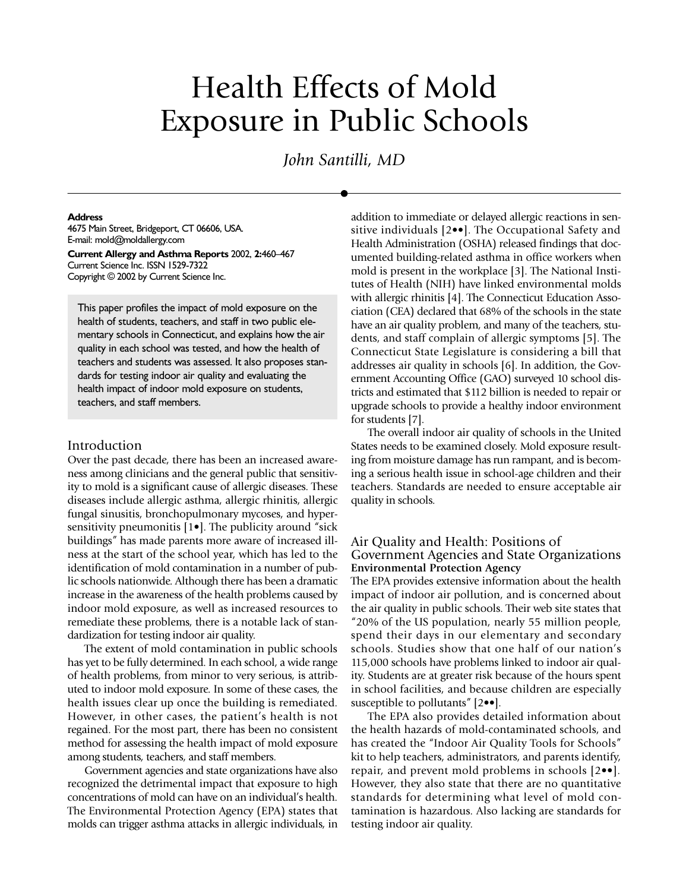# Health Effects of Mold Exposure in Public Schools

*John Santilli, MD*

**Address**
4675 Main Street, Bridgeport, CT 06606, USA.
E-mail: mold@moldallergy.com

**Current Allergy and Asthma Reports** 2002, **2:**460–467
Current Science Inc. ISSN 1529-7322
Copyright © 2002 by Current Science Inc.

This paper profiles the impact of mold exposure on the health of students, teachers, and staff in two public elementary schools in Connecticut, and explains how the air quality in each school was tested, and how the health of teachers and students was assessed. It also proposes standards for testing indoor air quality and evaluating the health impact of indoor mold exposure on students, teachers, and staff members.

## Introduction

Over the past decade, there has been an increased awareness among clinicians and the general public that sensitivity to mold is a significant cause of allergic diseases. These diseases include allergic asthma, allergic rhinitis, allergic fungal sinusitis, bronchopulmonary mycoses, and hypersensitivity pneumonitis [1•]. The publicity around "sick buildings" has made parents more aware of increased illness at the start of the school year, which has led to the identification of mold contamination in a number of public schools nationwide. Although there has been a dramatic increase in the awareness of the health problems caused by indoor mold exposure, as well as increased resources to remediate these problems, there is a notable lack of standardization for testing indoor air quality.

The extent of mold contamination in public schools has yet to be fully determined. In each school, a wide range of health problems, from minor to very serious, is attributed to indoor mold exposure. In some of these cases, the health issues clear up once the building is remediated. However, in other cases, the patient's health is not regained. For the most part, there has been no consistent method for assessing the health impact of mold exposure among students, teachers, and staff members.

Government agencies and state organizations have also recognized the detrimental impact that exposure to high concentrations of mold can have on an individual's health. The Environmental Protection Agency (EPA) states that molds can trigger asthma attacks in allergic individuals, in addition to immediate or delayed allergic reactions in sensitive individuals [2••]. The Occupational Safety and Health Administration (OSHA) released findings that documented building-related asthma in office workers when mold is present in the workplace [3]. The National Institutes of Health (NIH) have linked environmental molds with allergic rhinitis [4]. The Connecticut Education Association (CEA) declared that 68% of the schools in the state have an air quality problem, and many of the teachers, students, and staff complain of allergic symptoms [5]. The Connecticut State Legislature is considering a bill that addresses air quality in schools [6]. In addition, the Government Accounting Office (GAO) surveyed 10 school districts and estimated that $112 billion is needed to repair or upgrade schools to provide a healthy indoor environment for students [7].

The overall indoor air quality of schools in the United States needs to be examined closely. Mold exposure resulting from moisture damage has run rampant, and is becoming a serious health issue in school-age children and their teachers. Standards are needed to ensure acceptable air quality in schools.

## Air Quality and Health: Positions of Government Agencies and State Organizations

### Environmental Protection Agency

The EPA provides extensive information about the health impact of indoor air pollution, and is concerned about the air quality in public schools. Their web site states that "20% of the US population, nearly 55 million people, spend their days in our elementary and secondary schools. Studies show that one half of our nation's 115,000 schools have problems linked to indoor air quality. Students are at greater risk because of the hours spent in school facilities, and because children are especially susceptible to pollutants" [2••].

The EPA also provides detailed information about the health hazards of mold-contaminated schools, and has created the "Indoor Air Quality Tools for Schools" kit to help teachers, administrators, and parents identify, repair, and prevent mold problems in schools [2••]. However, they also state that there are no quantitative standards for determining what level of mold contamination is hazardous. Also lacking are standards for testing indoor air quality.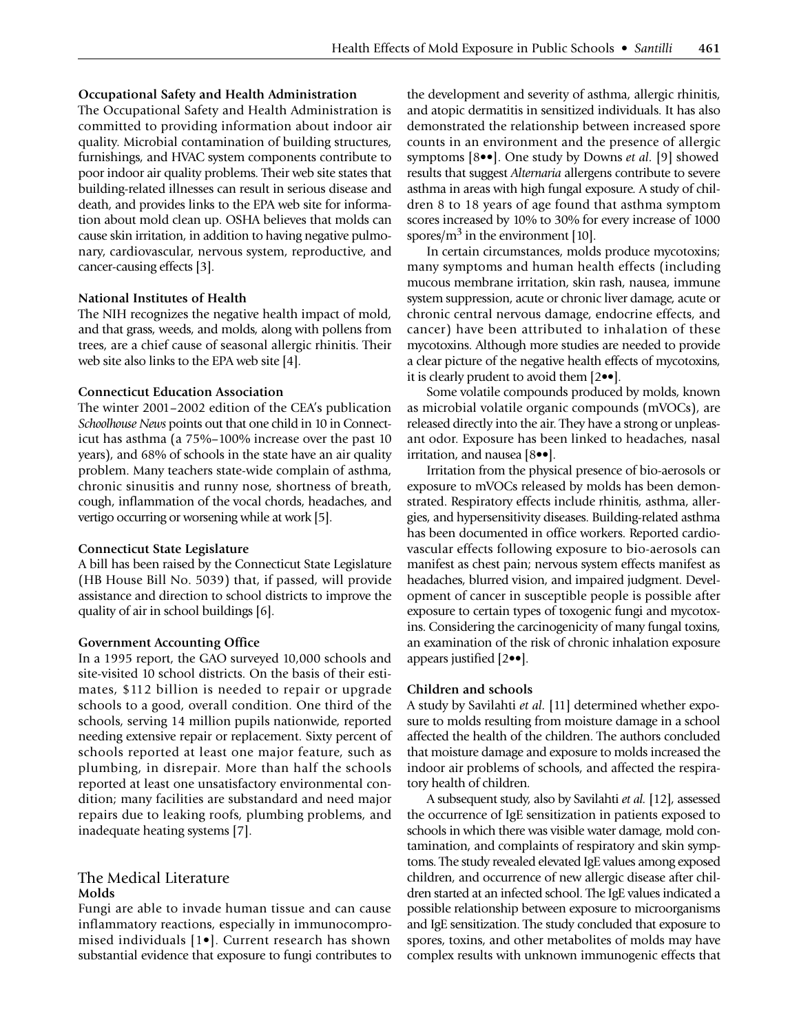### Occupational Safety and Health Administration

The Occupational Safety and Health Administration is committed to providing information about indoor air quality. Microbial contamination of building structures, furnishings, and HVAC system components contribute to poor indoor air quality problems. Their web site states that building-related illnesses can result in serious disease and death, and provides links to the EPA web site for information about mold clean up. OSHA believes that molds can cause skin irritation, in addition to having negative pulmonary, cardiovascular, nervous system, reproductive, and cancer-causing effects [3].

### National Institutes of Health

The NIH recognizes the negative health impact of mold, and that grass, weeds, and molds, along with pollens from trees, are a chief cause of seasonal allergic rhinitis. Their web site also links to the EPA web site [4].

### Connecticut Education Association

The winter 2001–2002 edition of the CEA's publication *Schoolhouse News* points out that one child in 10 in Connecticut has asthma (a 75%–100% increase over the past 10 years), and 68% of schools in the state have an air quality problem. Many teachers state-wide complain of asthma, chronic sinusitis and runny nose, shortness of breath, cough, inflammation of the vocal chords, headaches, and vertigo occurring or worsening while at work [5].

### Connecticut State Legislature

A bill has been raised by the Connecticut State Legislature (HB House Bill No. 5039) that, if passed, will provide assistance and direction to school districts to improve the quality of air in school buildings [6].

### Government Accounting Office

In a 1995 report, the GAO surveyed 10,000 schools and site-visited 10 school districts. On the basis of their estimates, $112 billion is needed to repair or upgrade schools to a good, overall condition. One third of the schools, serving 14 million pupils nationwide, reported needing extensive repair or replacement. Sixty percent of schools reported at least one major feature, such as plumbing, in disrepair. More than half the schools reported at least one unsatisfactory environmental condition; many facilities are substandard and need major repairs due to leaking roofs, plumbing problems, and inadequate heating systems [7].

## The Medical Literature

### Molds

Fungi are able to invade human tissue and can cause inflammatory reactions, especially in immunocompromised individuals [1•]. Current research has shown substantial evidence that exposure to fungi contributes to the development and severity of asthma, allergic rhinitis, and atopic dermatitis in sensitized individuals. It has also demonstrated the relationship between increased spore counts in an environment and the presence of allergic symptoms [8••]. One study by Downs *et al.* [9] showed results that suggest *Alternaria* allergens contribute to severe asthma in areas with high fungal exposure. A study of children 8 to 18 years of age found that asthma symptom scores increased by 10% to 30% for every increase of 1000 spores/$m^3$ in the environment [10].

In certain circumstances, molds produce mycotoxins; many symptoms and human health effects (including mucous membrane irritation, skin rash, nausea, immune system suppression, acute or chronic liver damage, acute or chronic central nervous damage, endocrine effects, and cancer) have been attributed to inhalation of these mycotoxins. Although more studies are needed to provide a clear picture of the negative health effects of mycotoxins, it is clearly prudent to avoid them [2••].

Some volatile compounds produced by molds, known as microbial volatile organic compounds (mVOCs), are released directly into the air. They have a strong or unpleasant odor. Exposure has been linked to headaches, nasal irritation, and nausea [8••].

Irritation from the physical presence of bio-aerosols or exposure to mVOCs released by molds has been demonstrated. Respiratory effects include rhinitis, asthma, allergies, and hypersensitivity diseases. Building-related asthma has been documented in office workers. Reported cardiovascular effects following exposure to bio-aerosols can manifest as chest pain; nervous system effects manifest as headaches, blurred vision, and impaired judgment. Development of cancer in susceptible people is possible after exposure to certain types of toxogenic fungi and mycotoxins. Considering the carcinogenicity of many fungal toxins, an examination of the risk of chronic inhalation exposure appears justified [2••].

### Children and schools

A study by Savilahti *et al.* [11] determined whether exposure to molds resulting from moisture damage in a school affected the health of the children. The authors concluded that moisture damage and exposure to molds increased the indoor air problems of schools, and affected the respiratory health of children.

A subsequent study, also by Savilahti *et al.* [12], assessed the occurrence of IgE sensitization in patients exposed to schools in which there was visible water damage, mold contamination, and complaints of respiratory and skin symptoms. The study revealed elevated IgE values among exposed children, and occurrence of new allergic disease after children started at an infected school. The IgE values indicated a possible relationship between exposure to microorganisms and IgE sensitization. The study concluded that exposure to spores, toxins, and other metabolites of molds may have complex results with unknown immunogenic effects that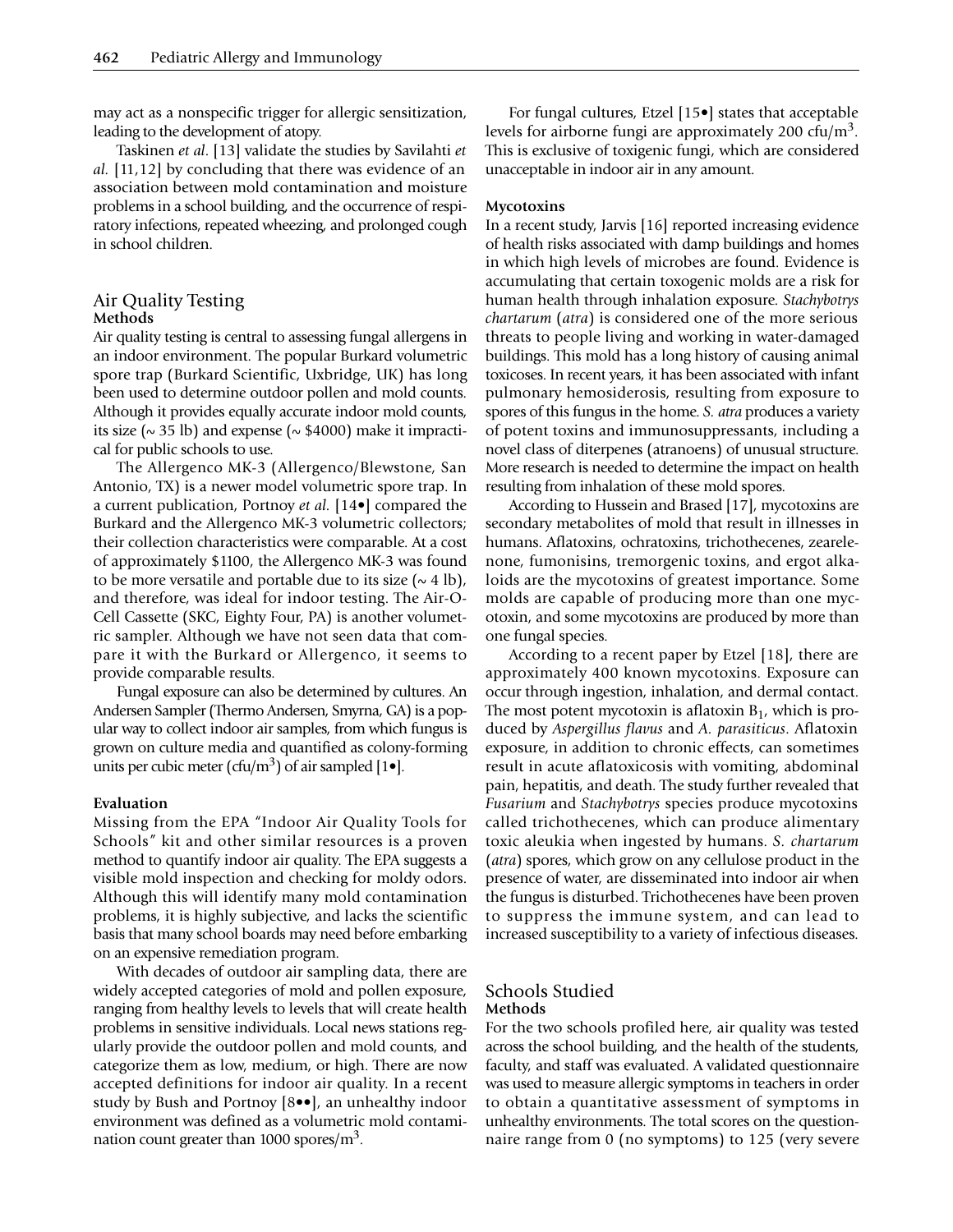may act as a nonspecific trigger for allergic sensitization, leading to the development of atopy.

Taskinen *et al.* [13] validate the studies by Savilahti *et al.* [11,12] by concluding that there was evidence of an association between mold contamination and moisture problems in a school building, and the occurrence of respiratory infections, repeated wheezing, and prolonged cough in school children.

## Air Quality Testing

### Methods

Air quality testing is central to assessing fungal allergens in an indoor environment. The popular Burkard volumetric spore trap (Burkard Scientific, Uxbridge, UK) has long been used to determine outdoor pollen and mold counts. Although it provides equally accurate indoor mold counts, its size (~ 35 lb) and expense (~ $4000) make it impractical for public schools to use.

The Allergenco MK-3 (Allergenco/Blewstone, San Antonio, TX) is a newer model volumetric spore trap. In a current publication, Portnoy *et al.* [14•] compared the Burkard and the Allergenco MK-3 volumetric collectors; their collection characteristics were comparable. At a cost of approximately $1100, the Allergenco MK-3 was found to be more versatile and portable due to its size (~ 4 lb), and therefore, was ideal for indoor testing. The Air-O-Cell Cassette (SKC, Eighty Four, PA) is another volumetric sampler. Although we have not seen data that compare it with the Burkard or Allergenco, it seems to provide comparable results.

Fungal exposure can also be determined by cultures. An Andersen Sampler (Thermo Andersen, Smyrna, GA) is a popular way to collect indoor air samples, from which fungus is grown on culture media and quantified as colony-forming units per cubic meter (cfu/$m^3$) of air sampled [1•].

### Evaluation

Missing from the EPA "Indoor Air Quality Tools for Schools" kit and other similar resources is a proven method to quantify indoor air quality. The EPA suggests a visible mold inspection and checking for moldy odors. Although this will identify many mold contamination problems, it is highly subjective, and lacks the scientific basis that many school boards may need before embarking on an expensive remediation program.

With decades of outdoor air sampling data, there are widely accepted categories of mold and pollen exposure, ranging from healthy levels to levels that will create health problems in sensitive individuals. Local news stations regularly provide the outdoor pollen and mold counts, and categorize them as low, medium, or high. There are now accepted definitions for indoor air quality. In a recent study by Bush and Portnoy [8••], an unhealthy indoor environment was defined as a volumetric mold contamination count greater than 1000 spores/$m^3$.

For fungal cultures, Etzel [15•] states that acceptable levels for airborne fungi are approximately 200 cfu/$m^3$. This is exclusive of toxigenic fungi, which are considered unacceptable in indoor air in any amount.

### Mycotoxins

In a recent study, Jarvis [16] reported increasing evidence of health risks associated with damp buildings and homes in which high levels of microbes are found. Evidence is accumulating that certain toxogenic molds are a risk for human health through inhalation exposure. *Stachybotrys chartarum* (*atra*) is considered one of the more serious threats to people living and working in water-damaged buildings. This mold has a long history of causing animal toxicoses. In recent years, it has been associated with infant pulmonary hemosiderosis, resulting from exposure to spores of this fungus in the home. *S. atra* produces a variety of potent toxins and immunosuppressants, including a novel class of diterpenes (atranoens) of unusual structure. More research is needed to determine the impact on health resulting from inhalation of these mold spores.

According to Hussein and Brased [17], mycotoxins are secondary metabolites of mold that result in illnesses in humans. Aflatoxins, ochratoxins, trichothecenes, zearelenone, fumonisins, tremorgenic toxins, and ergot alkaloids are the mycotoxins of greatest importance. Some molds are capable of producing more than one mycotoxin, and some mycotoxins are produced by more than one fungal species.

According to a recent paper by Etzel [18], there are approximately 400 known mycotoxins. Exposure can occur through ingestion, inhalation, and dermal contact. The most potent mycotoxin is aflatoxin $B_1$, which is produced by *Aspergillus flavus* and *A. parasiticus*. Aflatoxin exposure, in addition to chronic effects, can sometimes result in acute aflatoxicosis with vomiting, abdominal pain, hepatitis, and death. The study further revealed that *Fusarium* and *Stachybotrys* species produce mycotoxins called trichothecenes, which can produce alimentary toxic aleukia when ingested by humans. *S. chartarum* (*atra*) spores, which grow on any cellulose product in the presence of water, are disseminated into indoor air when the fungus is disturbed. Trichothecenes have been proven to suppress the immune system, and can lead to increased susceptibility to a variety of infectious diseases.

## Schools Studied

### Methods

For the two schools profiled here, air quality was tested across the school building, and the health of the students, faculty, and staff was evaluated. A validated questionnaire was used to measure allergic symptoms in teachers in order to obtain a quantitative assessment of symptoms in unhealthy environments. The total scores on the questionnaire range from 0 (no symptoms) to 125 (very severe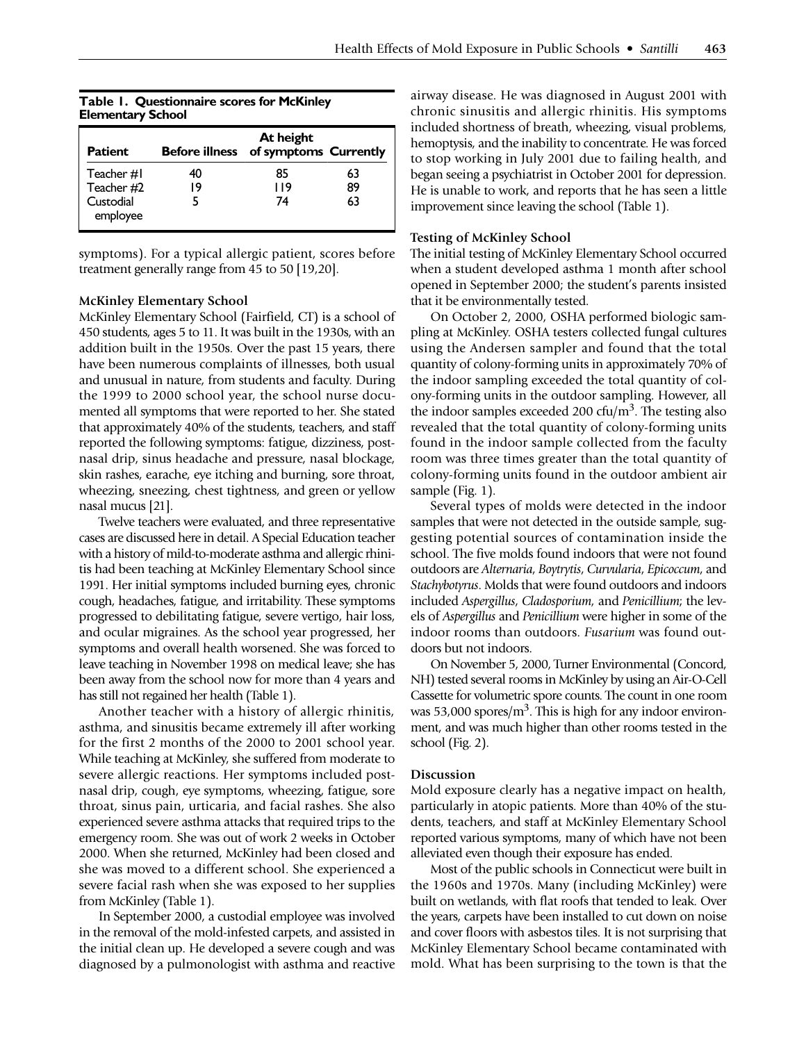**Table 1. Questionnaire scores for McKinley Elementary School**

| Patient | Before illness | At height of symptoms | Currently |
|---|---|---|---|
| Teacher #1 | 40 | 85 | 63 |
| Teacher #2 | 19 | 119 | 89 |
| Custodial employee | 5 | 74 | 63 |

symptoms). For a typical allergic patient, scores before treatment generally range from 45 to 50 [19,20].

### McKinley Elementary School

McKinley Elementary School (Fairfield, CT) is a school of 450 students, ages 5 to 11. It was built in the 1930s, with an addition built in the 1950s. Over the past 15 years, there have been numerous complaints of illnesses, both usual and unusual in nature, from students and faculty. During the 1999 to 2000 school year, the school nurse documented all symptoms that were reported to her. She stated that approximately 40% of the students, teachers, and staff reported the following symptoms: fatigue, dizziness, postnasal drip, sinus headache and pressure, nasal blockage, skin rashes, earache, eye itching and burning, sore throat, wheezing, sneezing, chest tightness, and green or yellow nasal mucus [21].

Twelve teachers were evaluated, and three representative cases are discussed here in detail. A Special Education teacher with a history of mild-to-moderate asthma and allergic rhinitis had been teaching at McKinley Elementary School since 1991. Her initial symptoms included burning eyes, chronic cough, headaches, fatigue, and irritability. These symptoms progressed to debilitating fatigue, severe vertigo, hair loss, and ocular migraines. As the school year progressed, her symptoms and overall health worsened. She was forced to leave teaching in November 1998 on medical leave; she has been away from the school now for more than 4 years and has still not regained her health (Table 1).

Another teacher with a history of allergic rhinitis, asthma, and sinusitis became extremely ill after working for the first 2 months of the 2000 to 2001 school year. While teaching at McKinley, she suffered from moderate to severe allergic reactions. Her symptoms included postnasal drip, cough, eye symptoms, wheezing, fatigue, sore throat, sinus pain, urticaria, and facial rashes. She also experienced severe asthma attacks that required trips to the emergency room. She was out of work 2 weeks in October 2000. When she returned, McKinley had been closed and she was moved to a different school. She experienced a severe facial rash when she was exposed to her supplies from McKinley (Table 1).

In September 2000, a custodial employee was involved in the removal of the mold-infested carpets, and assisted in the initial clean up. He developed a severe cough and was diagnosed by a pulmonologist with asthma and reactive airway disease. He was diagnosed in August 2001 with chronic sinusitis and allergic rhinitis. His symptoms included shortness of breath, wheezing, visual problems, hemoptysis, and the inability to concentrate. He was forced to stop working in July 2001 due to failing health, and began seeing a psychiatrist in October 2001 for depression. He is unable to work, and reports that he has seen a little improvement since leaving the school (Table 1).

### Testing of McKinley School

The initial testing of McKinley Elementary School occurred when a student developed asthma 1 month after school opened in September 2000; the student's parents insisted that it be environmentally tested.

On October 2, 2000, OSHA performed biologic sampling at McKinley. OSHA testers collected fungal cultures using the Andersen sampler and found that the total quantity of colony-forming units in approximately 70% of the indoor sampling exceeded the total quantity of colony-forming units in the outdoor sampling. However, all the indoor samples exceeded 200 cfu/m$^3$. The testing also revealed that the total quantity of colony-forming units found in the indoor sample collected from the faculty room was three times greater than the total quantity of colony-forming units found in the outdoor ambient air sample (Fig. 1).

Several types of molds were detected in the indoor samples that were not detected in the outside sample, suggesting potential sources of contamination inside the school. The five molds found indoors that were not found outdoors are *Alternaria*, *Boytrytis*, *Curvularia*, *Epicoccum*, and *Stachybotyrus*. Molds that were found outdoors and indoors included *Aspergillus*, *Cladosporium*, and *Penicillium*; the levels of *Aspergillus* and *Penicillium* were higher in some of the indoor rooms than outdoors. *Fusarium* was found outdoors but not indoors.

On November 5, 2000, Turner Environmental (Concord, NH) tested several rooms in McKinley by using an Air-O-Cell Cassette for volumetric spore counts. The count in one room was 53,000 spores/m$^3$. This is high for any indoor environment, and was much higher than other rooms tested in the school (Fig. 2).

### Discussion

Mold exposure clearly has a negative impact on health, particularly in atopic patients. More than 40% of the students, teachers, and staff at McKinley Elementary School reported various symptoms, many of which have not been alleviated even though their exposure has ended.

Most of the public schools in Connecticut were built in the 1960s and 1970s. Many (including McKinley) were built on wetlands, with flat roofs that tended to leak. Over the years, carpets have been installed to cut down on noise and cover floors with asbestos tiles. It is not surprising that McKinley Elementary School became contaminated with mold. What has been surprising to the town is that the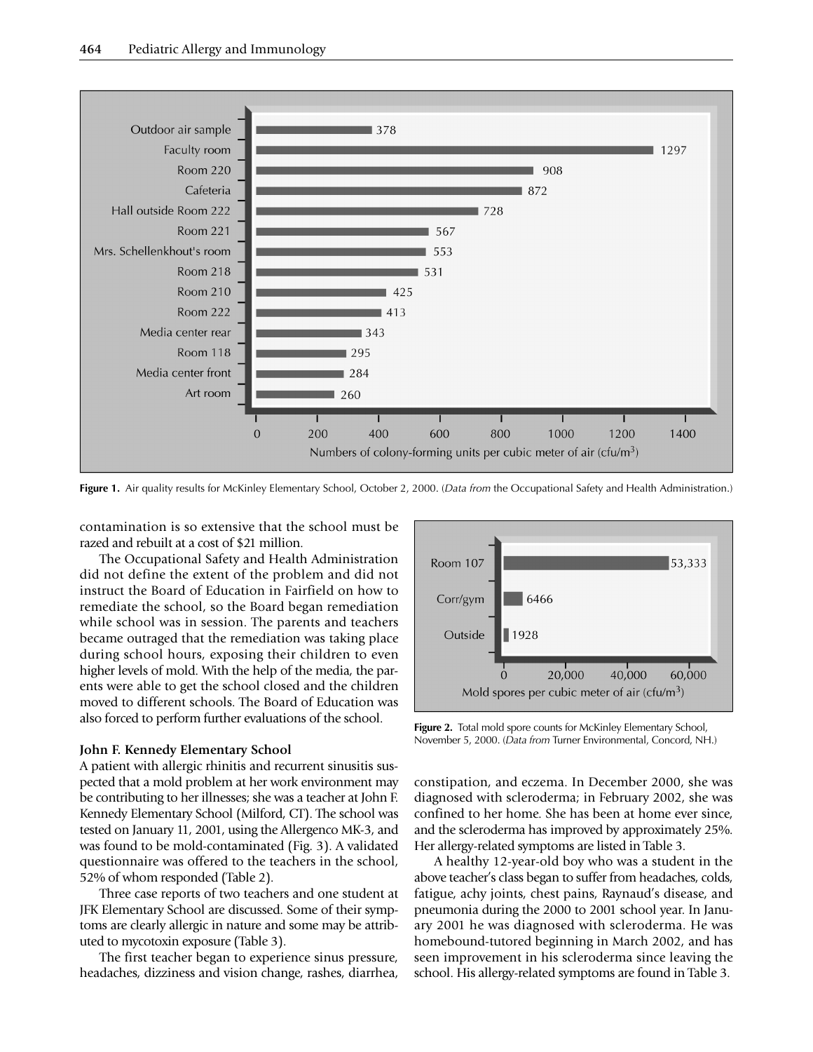Figure 1. Air quality results for McKinley Elementary School, October 2, 2000. (*Data from* the Occupational Safety and Health Administration.)

contamination is so extensive that the school must be razed and rebuilt at a cost of $21 million.

The Occupational Safety and Health Administration did not define the extent of the problem and did not instruct the Board of Education in Fairfield on how to remediate the school, so the Board began remediation while school was in session. The parents and teachers became outraged that the remediation was taking place during school hours, exposing their children to even higher levels of mold. With the help of the media, the parents were able to get the school closed and the children moved to different schools. The Board of Education was also forced to perform further evaluations of the school.

Figure 2. Total mold spore counts for McKinley Elementary School, November 5, 2000. (*Data from* Turner Environmental, Concord, NH.)

### John F. Kennedy Elementary School

A patient with allergic rhinitis and recurrent sinusitis suspected that a mold problem at her work environment may be contributing to her illnesses; she was a teacher at John F. Kennedy Elementary School (Milford, CT). The school was tested on January 11, 2001, using the Allergenco MK-3, and was found to be mold-contaminated (Fig. 3). A validated questionnaire was offered to the teachers in the school, 52% of whom responded (Table 2).

Three case reports of two teachers and one student at JFK Elementary School are discussed. Some of their symptoms are clearly allergic in nature and some may be attributed to mycotoxin exposure (Table 3).

The first teacher began to experience sinus pressure, headaches, dizziness and vision change, rashes, diarrhea, constipation, and eczema. In December 2000, she was diagnosed with scleroderma; in February 2002, she was confined to her home. She has been at home ever since, and the scleroderma has improved by approximately 25%. Her allergy-related symptoms are listed in Table 3.

A healthy 12-year-old boy who was a student in the above teacher's class began to suffer from headaches, colds, fatigue, achy joints, chest pains, Raynaud's disease, and pneumonia during the 2000 to 2001 school year. In January 2001 he was diagnosed with scleroderma. He was homebound-tutored beginning in March 2002, and has seen improvement in his scleroderma since leaving the school. His allergy-related symptoms are found in Table 3.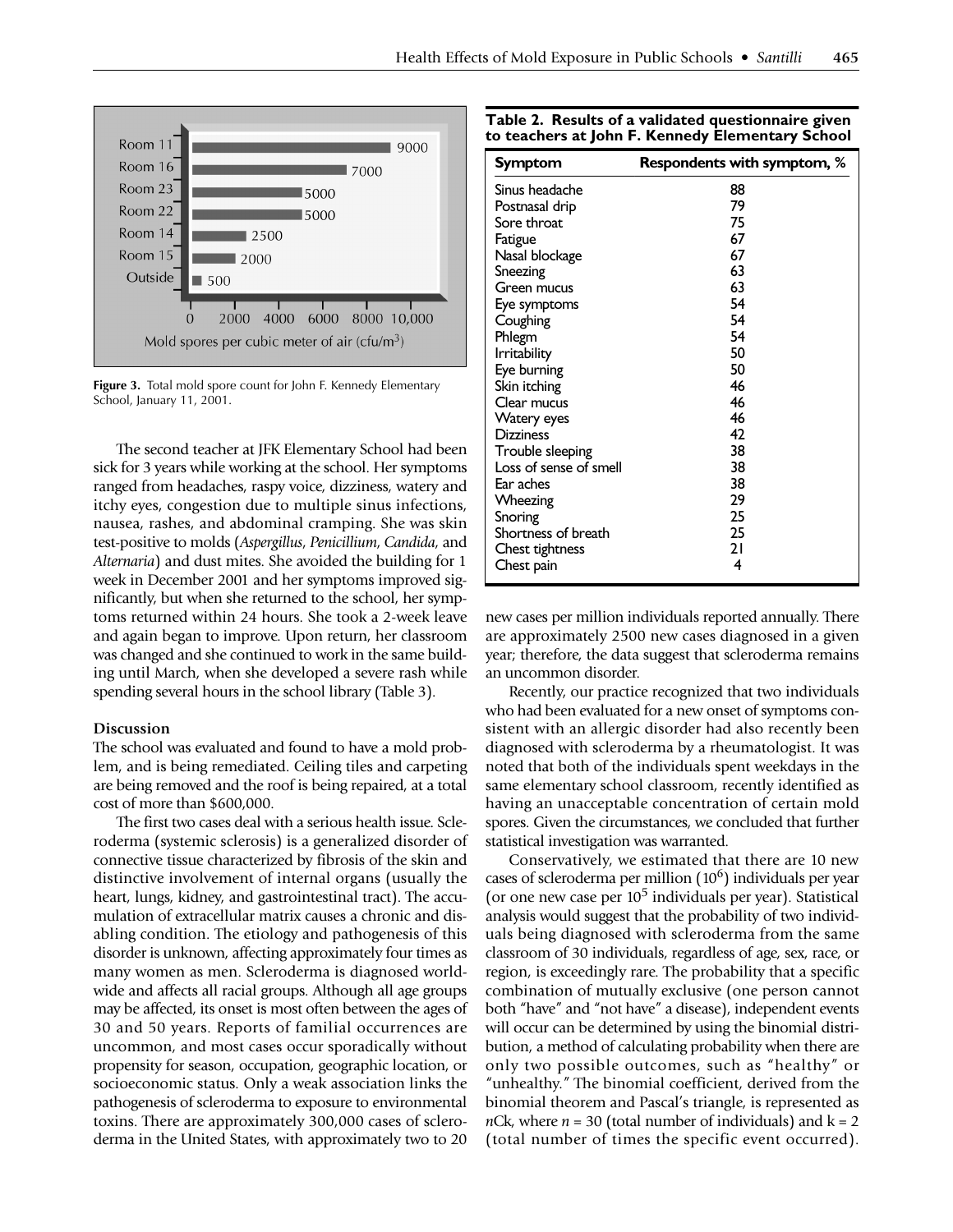Figure 3. Total mold spore count for John F. Kennedy Elementary School, January 11, 2001.

The second teacher at JFK Elementary School had been sick for 3 years while working at the school. Her symptoms ranged from headaches, raspy voice, dizziness, watery and itchy eyes, congestion due to multiple sinus infections, nausea, rashes, and abdominal cramping. She was skin test-positive to molds (*Aspergillus*, *Penicillium*, *Candida*, and *Alternaria*) and dust mites. She avoided the building for 1 week in December 2001 and her symptoms improved significantly, but when she returned to the school, her symptoms returned within 24 hours. She took a 2-week leave and again began to improve. Upon return, her classroom was changed and she continued to work in the same building until March, when she developed a severe rash while spending several hours in the school library (Table 3).

### Discussion

The school was evaluated and found to have a mold problem, and is being remediated. Ceiling tiles and carpeting are being removed and the roof is being repaired, at a total cost of more than $600,000.

The first two cases deal with a serious health issue. Scleroderma (systemic sclerosis) is a generalized disorder of connective tissue characterized by fibrosis of the skin and distinctive involvement of internal organs (usually the heart, lungs, kidney, and gastrointestinal tract). The accumulation of extracellular matrix causes a chronic and disabling condition. The etiology and pathogenesis of this disorder is unknown, affecting approximately four times as many women as men. Scleroderma is diagnosed worldwide and affects all racial groups. Although all age groups may be affected, its onset is most often between the ages of 30 and 50 years. Reports of familial occurrences are uncommon, and most cases occur sporadically without propensity for season, occupation, geographic location, or socioeconomic status. Only a weak association links the pathogenesis of scleroderma to exposure to environmental toxins. There are approximately 300,000 cases of scleroderma in the United States, with approximately two to 20 new cases per million individuals reported annually. There are approximately 2500 new cases diagnosed in a given year; therefore, the data suggest that scleroderma remains an uncommon disorder.

**Table 2. Results of a validated questionnaire given to teachers at John F. Kennedy Elementary School**

| Symptom | Respondents with symptom, % |
|---|---|
| Sinus headache | 88 |
| Postnasal drip | 79 |
| Sore throat | 75 |
| Fatigue | 67 |
| Nasal blockage | 67 |
| Sneezing | 63 |
| Green mucus | 63 |
| Eye symptoms | 54 |
| Coughing | 54 |
| Phlegm | 54 |
| Irritability | 50 |
| Eye burning | 50 |
| Skin itching | 46 |
| Clear mucus | 46 |
| Watery eyes | 46 |
| Dizziness | 42 |
| Trouble sleeping | 38 |
| Loss of sense of smell | 38 |
| Ear aches | 38 |
| Wheezing | 29 |
| Snoring | 25 |
| Shortness of breath | 25 |
| Chest tightness | 21 |
| Chest pain | 4 |

Recently, our practice recognized that two individuals who had been evaluated for a new onset of symptoms consistent with an allergic disorder had also recently been diagnosed with scleroderma by a rheumatologist. It was noted that both of the individuals spent weekdays in the same elementary school classroom, recently identified as having an unacceptable concentration of certain mold spores. Given the circumstances, we concluded that further statistical investigation was warranted.

Conservatively, we estimated that there are 10 new cases of scleroderma per million ($10^6$) individuals per year (or one new case per $10^5$ individuals per year). Statistical analysis would suggest that the probability of two individuals being diagnosed with scleroderma from the same classroom of 30 individuals, regardless of age, sex, race, or region, is exceedingly rare. The probability that a specific combination of mutually exclusive (one person cannot both "have" and "not have" a disease), independent events will occur can be determined by using the binomial distribution, a method of calculating probability when there are only two possible outcomes, such as "healthy" or "unhealthy." The binomial coefficient, derived from the binomial theorem and Pascal's triangle, is represented as $n$Ck, where $n = 30$ (total number of individuals) and $k = 2$ (total number of times the specific event occurred).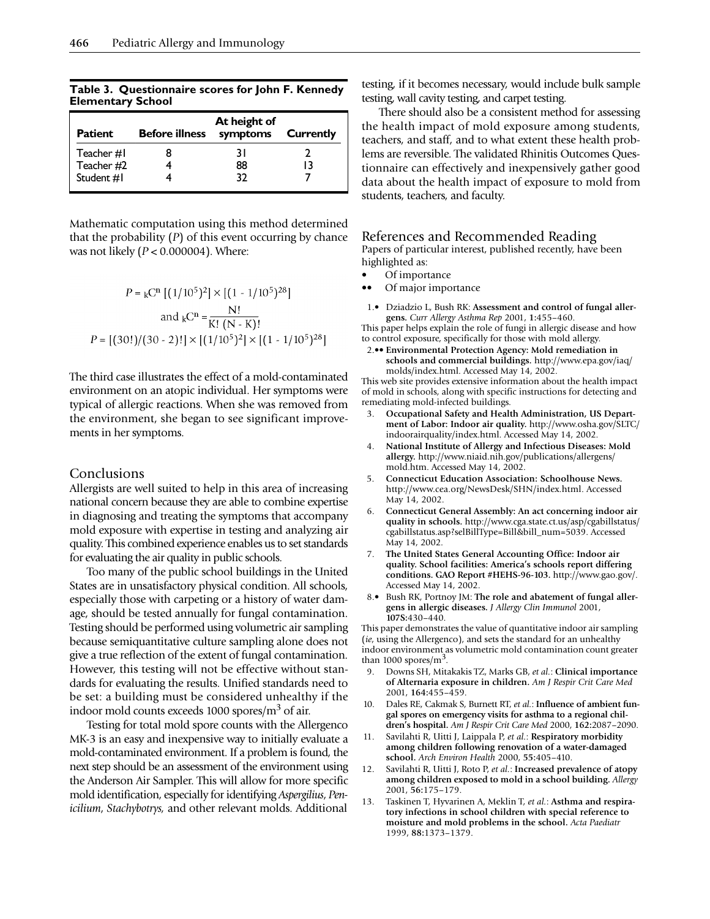**Table 3. Questionnaire scores for John F. Kennedy Elementary School**

| Patient | Before illness | At height of symptoms | Currently |
|---|---|---|---|
| Teacher #1 | 8 | 31 | 2 |
| Teacher #2 | 4 | 88 | 13 |
| Student #1 | 4 | 32 | 7 |

Mathematic computation using this method determined that the probability (*P*) of this event occurring by chance was not likely ($P < 0.000004$). Where:

$$P = {}_K C^n \left[(1/10^5)^2\right] \times \left[(1 - 1/10^5)^{28}\right]$$

$$\text{and } {}_K C^n = \frac{N!}{K!\,(N - K)!}$$

$$P = \left[(30!)/(30 - 2)!\right] \times \left[(1/10^5)^2\right] \times \left[(1 - 1/10^5)^{28}\right]$$

The third case illustrates the effect of a mold-contaminated environment on an atopic individual. Her symptoms were typical of allergic reactions. When she was removed from the environment, she began to see significant improvements in her symptoms.

## Conclusions

Allergists are well suited to help in this area of increasing national concern because they are able to combine expertise in diagnosing and treating the symptoms that accompany mold exposure with expertise in testing and analyzing air quality. This combined experience enables us to set standards for evaluating the air quality in public schools.

Too many of the public school buildings in the United States are in unsatisfactory physical condition. All schools, especially those with carpeting or a history of water damage, should be tested annually for fungal contamination. Testing should be performed using volumetric air sampling because semiquantitative culture sampling alone does not give a true reflection of the extent of fungal contamination. However, this testing will not be effective without standards for evaluating the results. Unified standards need to be set: a building must be considered unhealthy if the indoor mold counts exceeds 1000 spores/$m^3$ of air.

Testing for total mold spore counts with the Allergenco MK-3 is an easy and inexpensive way to initially evaluate a mold-contaminated environment. If a problem is found, the next step should be an assessment of the environment using the Anderson Air Sampler. This will allow for more specific mold identification, especially for identifying *Aspergilius*, *Penicilium*, *Stachybotrys*, and other relevant molds. Additional testing, if it becomes necessary, would include bulk sample testing, wall cavity testing, and carpet testing.

There should also be a consistent method for assessing the health impact of mold exposure among students, teachers, and staff, and to what extent these health problems are reversible. The validated Rhinitis Outcomes Questionnaire can effectively and inexpensively gather good data about the health impact of exposure to mold from students, teachers, and faculty.

## References and Recommended Reading

Papers of particular interest, published recently, have been highlighted as:

- • Of importance
- •• Of major importance

1.• Dziadzio L, Bush RK: **Assessment and control of fungal allergens.** *Curr Allergy Asthma Rep* 2001, **1:**455–460.

This paper helps explain the role of fungi in allergic disease and how to control exposure, specifically for those with mold allergy.

2.•• **Environmental Protection Agency: Mold remediation in schools and commercial buildings.** http://www.epa.gov/iaq/molds/index.html. Accessed May 14, 2002.

This web site provides extensive information about the health impact of mold in schools, along with specific instructions for detecting and remediating mold-infected buildings.

3. **Occupational Safety and Health Administration, US Department of Labor: Indoor air quality.** http://www.osha.gov/SLTC/indoorairquality/index.html. Accessed May 14, 2002.
4. **National Institute of Allergy and Infectious Diseases: Mold allergy.** http://www.niaid.nih.gov/publications/allergens/mold.htm. Accessed May 14, 2002.
5. **Connecticut Education Association: Schoolhouse News.** http://www.cea.org/NewsDesk/SHN/index.html. Accessed May 14, 2002.
6. **Connecticut General Assembly: An act concerning indoor air quality in schools.** http://www.cga.state.ct.us/asp/cgabillstatus/cgabillstatus.asp?selBillType=Bill&bill_num=5039. Accessed May 14, 2002.
7. **The United States General Accounting Office: Indoor air quality. School facilities: America's schools report differing conditions. GAO Report #HEHS-96-103.** http://www.gao.gov/. Accessed May 14, 2002.

8.• Bush RK, Portnoy JM: **The role and abatement of fungal allergens in allergic diseases.** *J Allergy Clin Immunol* 2001, **107S:**430–440.

This paper demonstrates the value of quantitative indoor air sampling (*ie*, using the Allergenco), and sets the standard for an unhealthy indoor environment as volumetric mold contamination count greater than 1000 spores/$m^3$.

9. Downs SH, Mitakakis TZ, Marks GB, *et al.*: **Clinical importance of Alternaria exposure in children.** *Am J Respir Crit Care Med* 2001, **164:**455–459.
10. Dales RE, Cakmak S, Burnett RT, *et al.*: **Influence of ambient fungal spores on emergency visits for asthma to a regional children's hospital.** *Am J Respir Crit Care Med* 2000, **162:**2087–2090.
11. Savilahti R, Uitti J, Laippala P, *et al.*: **Respiratory morbidity among children following renovation of a water-damaged school.** *Arch Environ Health* 2000, **55:**405–410.
12. Savilahti R, Uitti J, Roto P, *et al.*: **Increased prevalence of atopy among children exposed to mold in a school building.** *Allergy* 2001, **56:**175–179.
13. Taskinen T, Hyvarinen A, Meklin T, *et al.*: **Asthma and respiratory infections in school children with special reference to moisture and mold problems in the school.** *Acta Paediatr* 1999, **88:**1373–1379.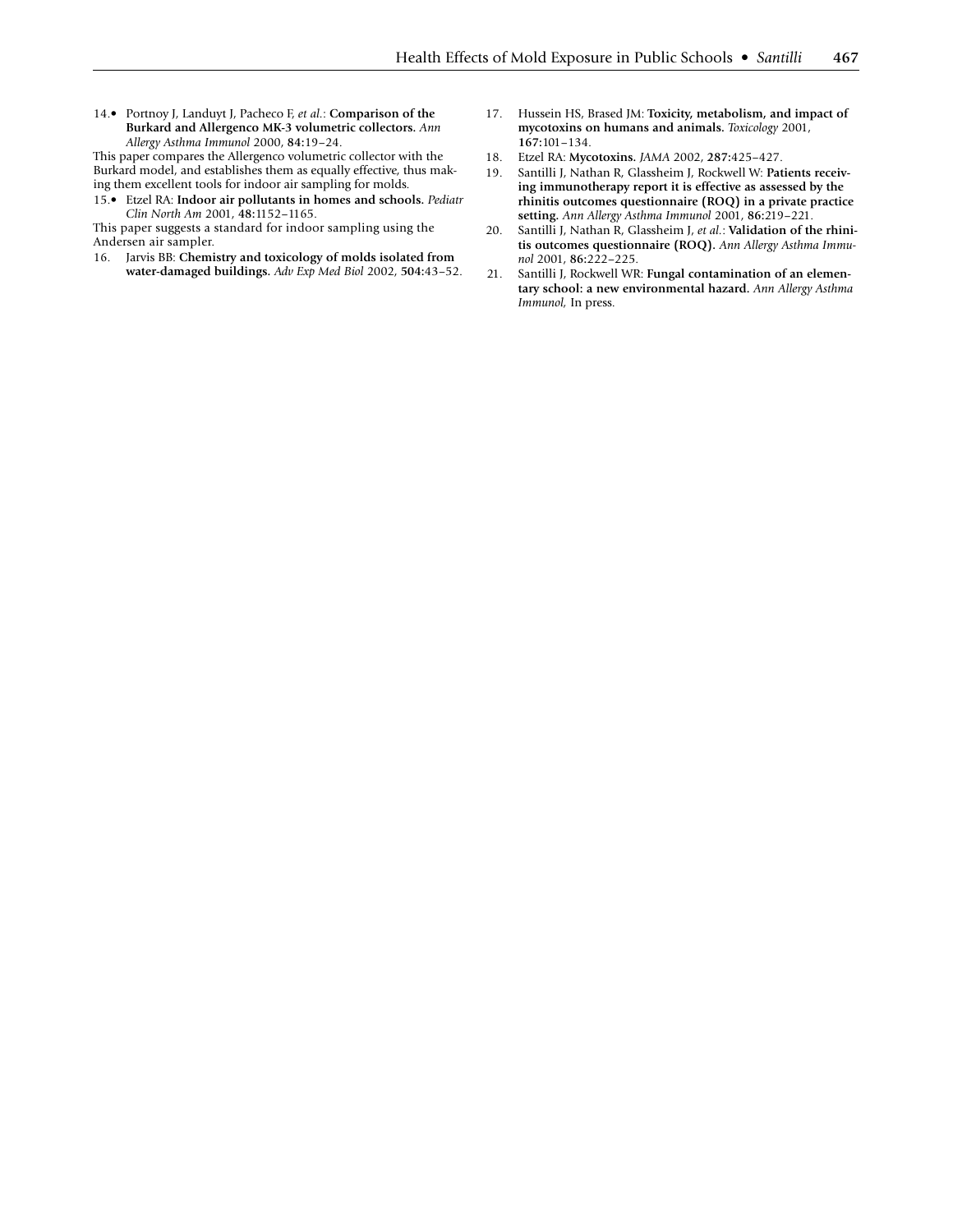14.• Portnoy J, Landuyt J, Pacheco F, *et al.*: **Comparison of the Burkard and Allergenco MK-3 volumetric collectors.** *Ann Allergy Asthma Immunol* 2000, **84:**19–24.

This paper compares the Allergenco volumetric collector with the Burkard model, and establishes them as equally effective, thus making them excellent tools for indoor air sampling for molds.

15.• Etzel RA: **Indoor air pollutants in homes and schools.** *Pediatr Clin North Am* 2001, **48:**1152–1165.

This paper suggests a standard for indoor sampling using the Andersen air sampler.

16. Jarvis BB: **Chemistry and toxicology of molds isolated from water-damaged buildings.** *Adv Exp Med Biol* 2002, **504:**43–52.

17. Hussein HS, Brased JM: **Toxicity, metabolism, and impact of mycotoxins on humans and animals.** *Toxicology* 2001, **167:**101–134.

18. Etzel RA: **Mycotoxins.** *JAMA* 2002, **287:**425–427.

19. Santilli J, Nathan R, Glassheim J, Rockwell W: **Patients receiving immunotherapy report it is effective as assessed by the rhinitis outcomes questionnaire (ROQ) in a private practice setting.** *Ann Allergy Asthma Immunol* 2001, **86:**219–221.

20. Santilli J, Nathan R, Glassheim J, *et al.*: **Validation of the rhinitis outcomes questionnaire (ROQ).** *Ann Allergy Asthma Immunol* 2001, **86:**222–225.

21. Santilli J, Rockwell WR: **Fungal contamination of an elementary school: a new environmental hazard.** *Ann Allergy Asthma Immunol,* In press.